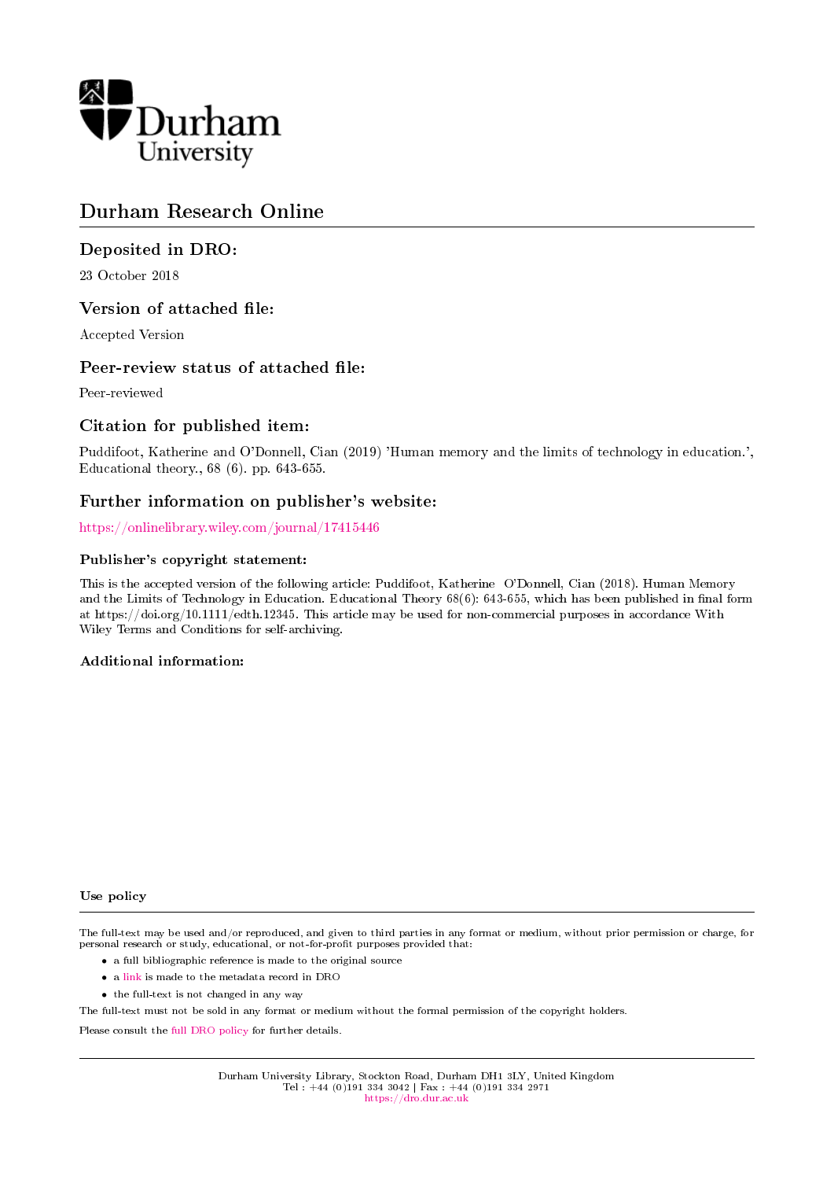Durham University

# Durham Research Online

## Deposited in DRO:

23 October 2018

## Version of attached file:

Accepted Version

## Peer-review status of attached file:

Peer-reviewed

## Citation for published item:

Puddifoot, Katherine and O'Donnell, Cian (2019) 'Human memory and the limits of technology in education.', Educational theory., 68 (6). pp. 643-655.

## Further information on publisher's website:

https://onlinelibrary.wiley.com/journal/17415446

### Publisher's copyright statement:

This is the accepted version of the following article: Puddifoot, Katherine O'Donnell, Cian (2018). Human Memory and the Limits of Technology in Education. Educational Theory 68(6): 643-655, which has been published in final form at https://doi.org/10.1111/edth.12345. This article may be used for non-commercial purposes in accordance With Wiley Terms and Conditions for self-archiving.

### Additional information:

### Use policy

The full-text may be used and/or reproduced, and given to third parties in any format or medium, without prior permission or charge, for personal research or study, educational, or not-for-profit purposes provided that:

- a full bibliographic reference is made to the original source
- a link is made to the metadata record in DRO
- the full-text is not changed in any way

The full-text must not be sold in any format or medium without the formal permission of the copyright holders.

Please consult the full DRO policy for further details.

Durham University Library, Stockton Road, Durham DH1 3LY, United Kingdom
Tel : +44 (0)191 334 3042 | Fax : +44 (0)191 334 2971
https://dro.dur.ac.uk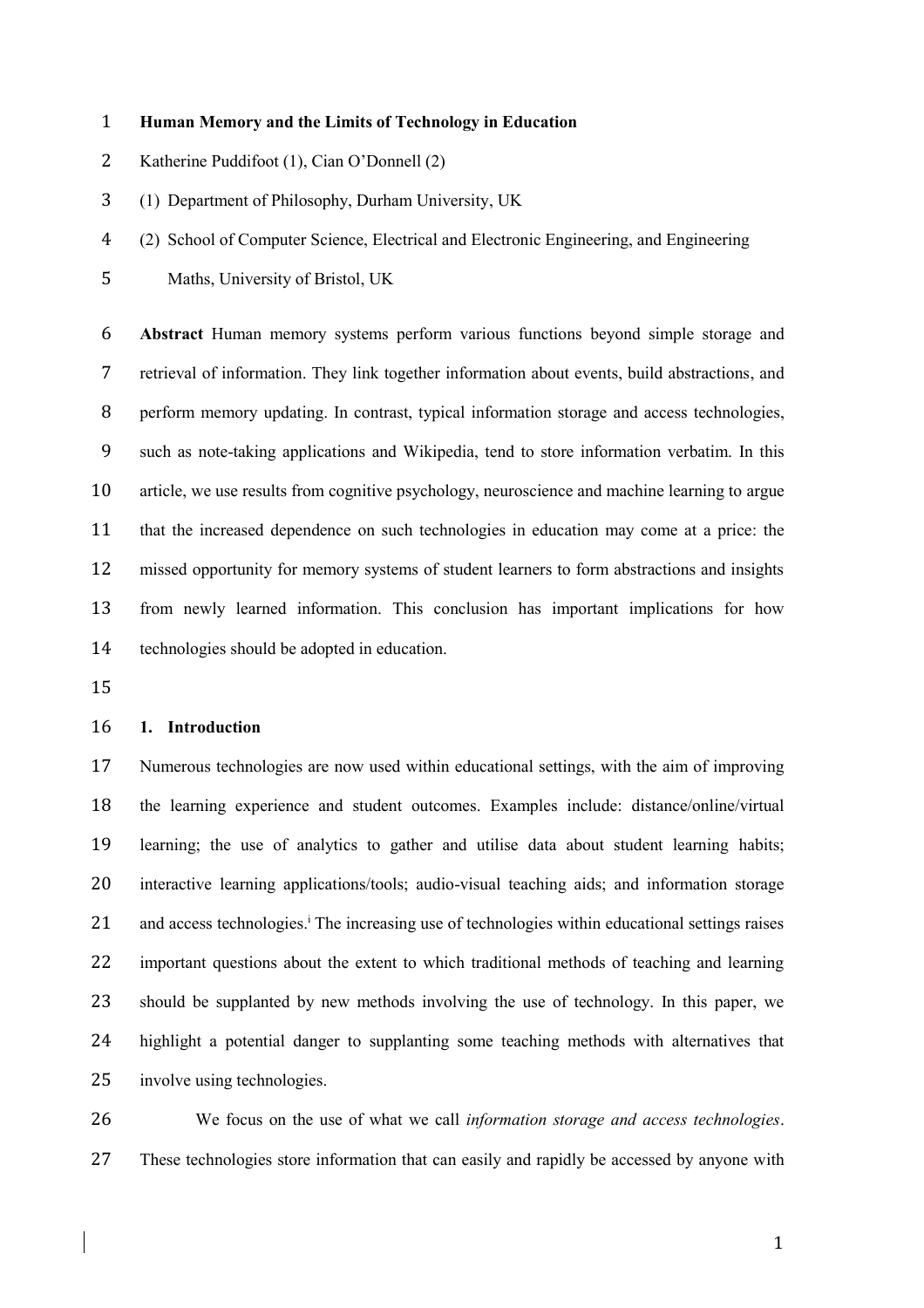# Human Memory and the Limits of Technology in Education

Katherine Puddifoot (1), Cian O'Donnell (2)

(1) Department of Philosophy, Durham University, UK

(2) School of Computer Science, Electrical and Electronic Engineering, and Engineering Maths, University of Bristol, UK

**Abstract** Human memory systems perform various functions beyond simple storage and retrieval of information. They link together information about events, build abstractions, and perform memory updating. In contrast, typical information storage and access technologies, such as note-taking applications and Wikipedia, tend to store information verbatim. In this article, we use results from cognitive psychology, neuroscience and machine learning to argue that the increased dependence on such technologies in education may come at a price: the missed opportunity for memory systems of student learners to form abstractions and insights from newly learned information. This conclusion has important implications for how technologies should be adopted in education.

## 1. Introduction

Numerous technologies are now used within educational settings, with the aim of improving the learning experience and student outcomes. Examples include: distance/online/virtual learning; the use of analytics to gather and utilise data about student learning habits; interactive learning applications/tools; audio-visual teaching aids; and information storage and access technologies.[i] The increasing use of technologies within educational settings raises important questions about the extent to which traditional methods of teaching and learning should be supplanted by new methods involving the use of technology. In this paper, we highlight a potential danger to supplanting some teaching methods with alternatives that involve using technologies.

We focus on the use of what we call *information storage and access technologies*. These technologies store information that can easily and rapidly be accessed by anyone with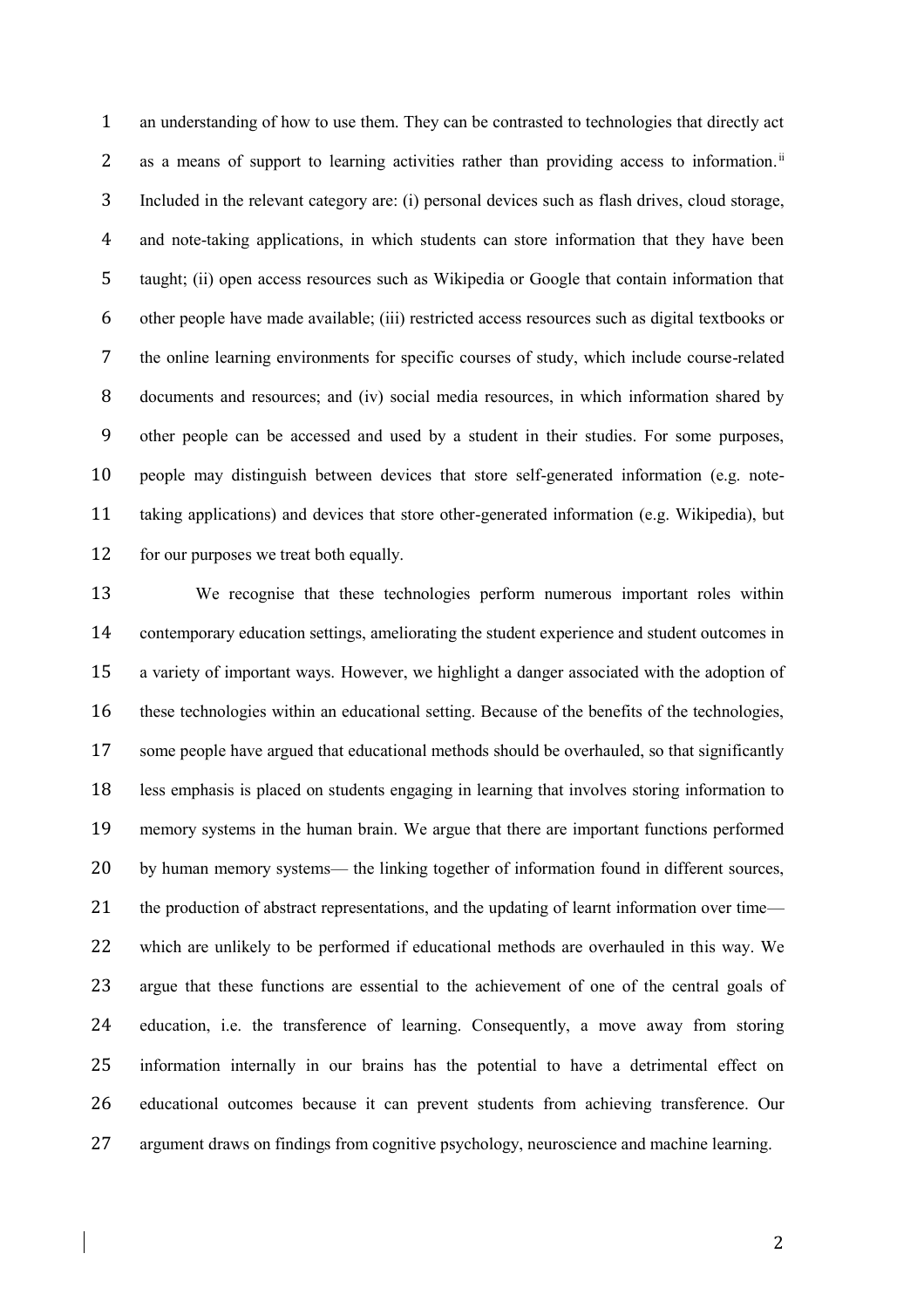an understanding of how to use them. They can be contrasted to technologies that directly act as a means of support to learning activities rather than providing access to information.[ii] Included in the relevant category are: (i) personal devices such as flash drives, cloud storage, and note-taking applications, in which students can store information that they have been taught; (ii) open access resources such as Wikipedia or Google that contain information that other people have made available; (iii) restricted access resources such as digital textbooks or the online learning environments for specific courses of study, which include course-related documents and resources; and (iv) social media resources, in which information shared by other people can be accessed and used by a student in their studies. For some purposes, people may distinguish between devices that store self-generated information (e.g. note-taking applications) and devices that store other-generated information (e.g. Wikipedia), but for our purposes we treat both equally.

We recognise that these technologies perform numerous important roles within contemporary education settings, ameliorating the student experience and student outcomes in a variety of important ways. However, we highlight a danger associated with the adoption of these technologies within an educational setting. Because of the benefits of the technologies, some people have argued that educational methods should be overhauled, so that significantly less emphasis is placed on students engaging in learning that involves storing information to memory systems in the human brain. We argue that there are important functions performed by human memory systems— the linking together of information found in different sources, the production of abstract representations, and the updating of learnt information over time— which are unlikely to be performed if educational methods are overhauled in this way. We argue that these functions are essential to the achievement of one of the central goals of education, i.e. the transference of learning. Consequently, a move away from storing information internally in our brains has the potential to have a detrimental effect on educational outcomes because it can prevent students from achieving transference. Our argument draws on findings from cognitive psychology, neuroscience and machine learning.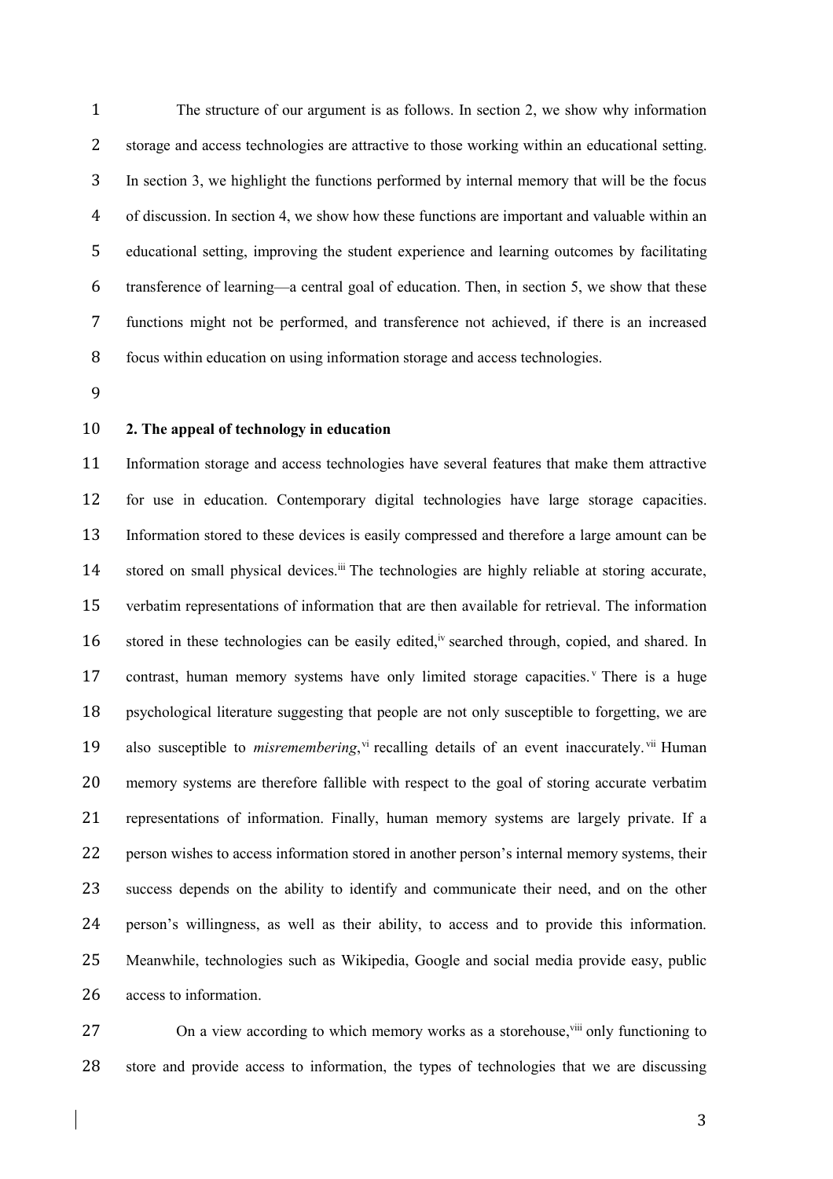The structure of our argument is as follows. In section 2, we show why information storage and access technologies are attractive to those working within an educational setting. In section 3, we highlight the functions performed by internal memory that will be the focus of discussion. In section 4, we show how these functions are important and valuable within an educational setting, improving the student experience and learning outcomes by facilitating transference of learning—a central goal of education. Then, in section 5, we show that these functions might not be performed, and transference not achieved, if there is an increased focus within education on using information storage and access technologies.

## 2. The appeal of technology in education

Information storage and access technologies have several features that make them attractive for use in education. Contemporary digital technologies have large storage capacities. Information stored to these devices is easily compressed and therefore a large amount can be stored on small physical devices.[iii] The technologies are highly reliable at storing accurate, verbatim representations of information that are then available for retrieval. The information stored in these technologies can be easily edited,[iv] searched through, copied, and shared. In contrast, human memory systems have only limited storage capacities.[v] There is a huge psychological literature suggesting that people are not only susceptible to forgetting, we are also susceptible to *misremembering*,[vi] recalling details of an event inaccurately.[vii] Human memory systems are therefore fallible with respect to the goal of storing accurate verbatim representations of information. Finally, human memory systems are largely private. If a person wishes to access information stored in another person's internal memory systems, their success depends on the ability to identify and communicate their need, and on the other person's willingness, as well as their ability, to access and to provide this information. Meanwhile, technologies such as Wikipedia, Google and social media provide easy, public access to information.

On a view according to which memory works as a storehouse,[viii] only functioning to store and provide access to information, the types of technologies that we are discussing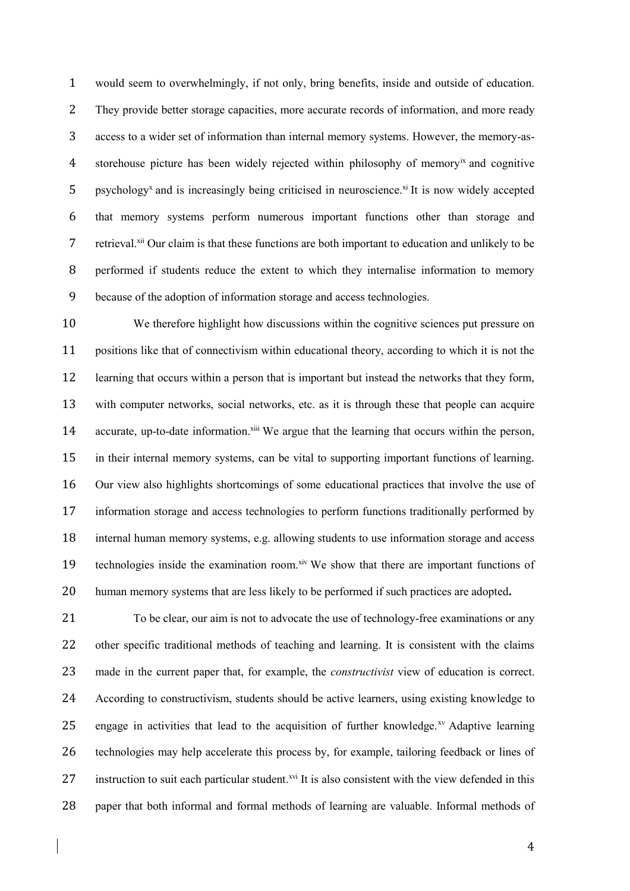would seem to overwhelmingly, if not only, bring benefits, inside and outside of education. They provide better storage capacities, more accurate records of information, and more ready access to a wider set of information than internal memory systems. However, the memory-as-storehouse picture has been widely rejected within philosophy of memory[ix] and cognitive psychology[x] and is increasingly being criticised in neuroscience.[xi] It is now widely accepted that memory systems perform numerous important functions other than storage and retrieval.[xii] Our claim is that these functions are both important to education and unlikely to be performed if students reduce the extent to which they internalise information to memory because of the adoption of information storage and access technologies.

We therefore highlight how discussions within the cognitive sciences put pressure on positions like that of connectivism within educational theory, according to which it is not the learning that occurs within a person that is important but instead the networks that they form, with computer networks, social networks, etc. as it is through these that people can acquire accurate, up-to-date information.[xiii] We argue that the learning that occurs within the person, in their internal memory systems, can be vital to supporting important functions of learning. Our view also highlights shortcomings of some educational practices that involve the use of information storage and access technologies to perform functions traditionally performed by internal human memory systems, e.g. allowing students to use information storage and access technologies inside the examination room.[xiv] We show that there are important functions of human memory systems that are less likely to be performed if such practices are adopted**.**

To be clear, our aim is not to advocate the use of technology-free examinations or any other specific traditional methods of teaching and learning. It is consistent with the claims made in the current paper that, for example, the *constructivist* view of education is correct. According to constructivism, students should be active learners, using existing knowledge to engage in activities that lead to the acquisition of further knowledge.[xv] Adaptive learning technologies may help accelerate this process by, for example, tailoring feedback or lines of instruction to suit each particular student.[xvi] It is also consistent with the view defended in this paper that both informal and formal methods of learning are valuable. Informal methods of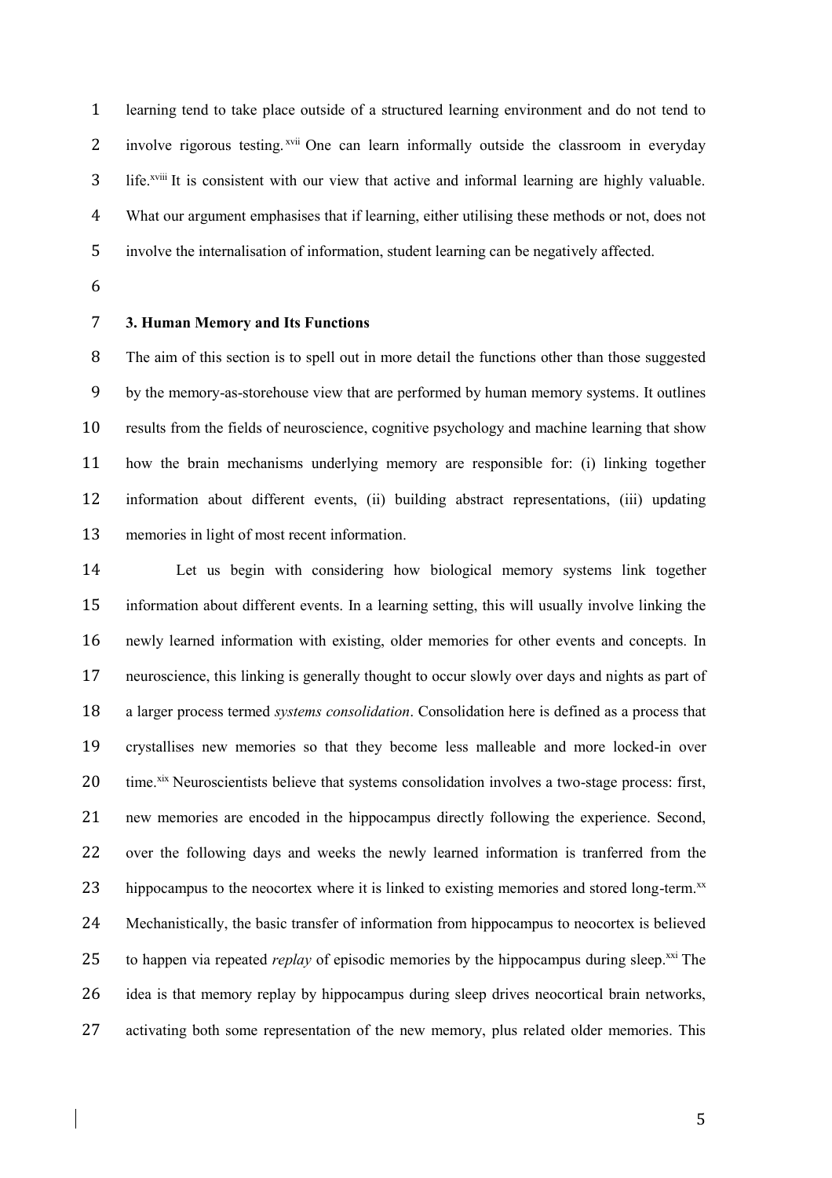learning tend to take place outside of a structured learning environment and do not tend to involve rigorous testing.[xvii] One can learn informally outside the classroom in everyday life.[xviii] It is consistent with our view that active and informal learning are highly valuable. What our argument emphasises that if learning, either utilising these methods or not, does not involve the internalisation of information, student learning can be negatively affected.

### 3. Human Memory and Its Functions

The aim of this section is to spell out in more detail the functions other than those suggested by the memory-as-storehouse view that are performed by human memory systems. It outlines results from the fields of neuroscience, cognitive psychology and machine learning that show how the brain mechanisms underlying memory are responsible for: (i) linking together information about different events, (ii) building abstract representations, (iii) updating memories in light of most recent information.

Let us begin with considering how biological memory systems link together information about different events. In a learning setting, this will usually involve linking the newly learned information with existing, older memories for other events and concepts. In neuroscience, this linking is generally thought to occur slowly over days and nights as part of a larger process termed *systems consolidation*. Consolidation here is defined as a process that crystallises new memories so that they become less malleable and more locked-in over time.[xix] Neuroscientists believe that systems consolidation involves a two-stage process: first, new memories are encoded in the hippocampus directly following the experience. Second, over the following days and weeks the newly learned information is tranferred from the hippocampus to the neocortex where it is linked to existing memories and stored long-term.[xx] Mechanistically, the basic transfer of information from hippocampus to neocortex is believed to happen via repeated *replay* of episodic memories by the hippocampus during sleep.[xxi] The idea is that memory replay by hippocampus during sleep drives neocortical brain networks, activating both some representation of the new memory, plus related older memories. This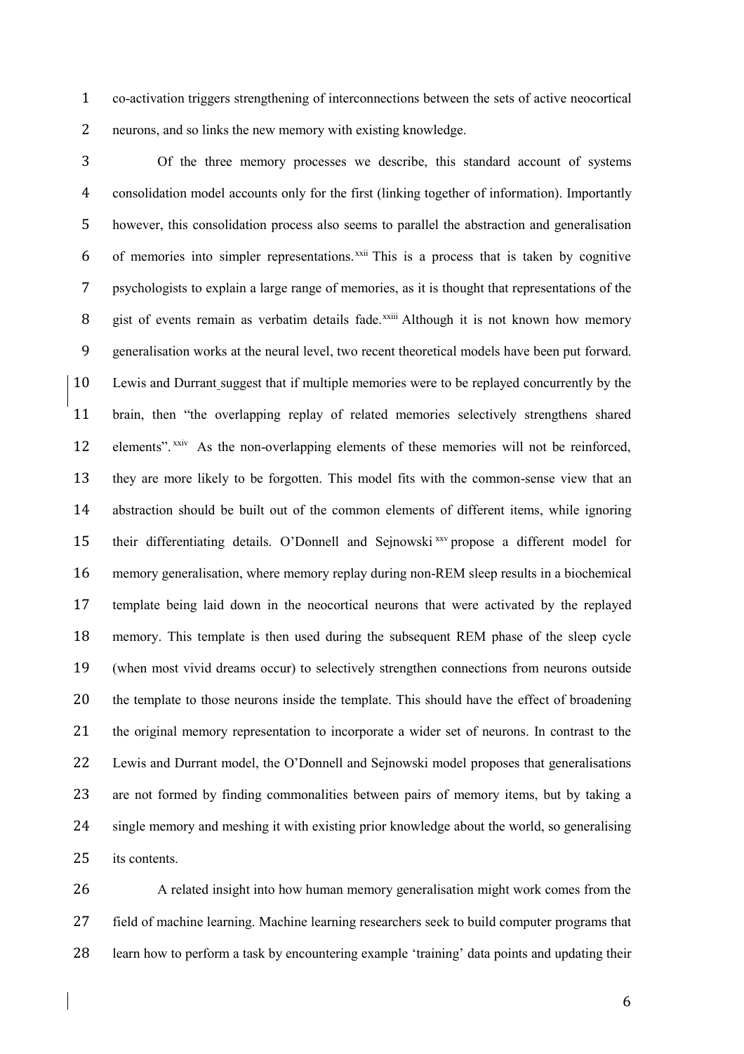co-activation triggers strengthening of interconnections between the sets of active neocortical neurons, and so links the new memory with existing knowledge.

Of the three memory processes we describe, this standard account of systems consolidation model accounts only for the first (linking together of information). Importantly however, this consolidation process also seems to parallel the abstraction and generalisation of memories into simpler representations.[xxii] This is a process that is taken by cognitive psychologists to explain a large range of memories, as it is thought that representations of the gist of events remain as verbatim details fade.[xxiii] Although it is not known how memory generalisation works at the neural level, two recent theoretical models have been put forward. Lewis and Durrant suggest that if multiple memories were to be replayed concurrently by the brain, then "the overlapping replay of related memories selectively strengthens shared elements".[xxiv] As the non-overlapping elements of these memories will not be reinforced, they are more likely to be forgotten. This model fits with the common-sense view that an abstraction should be built out of the common elements of different items, while ignoring their differentiating details. O'Donnell and Sejnowski[xxv] propose a different model for memory generalisation, where memory replay during non-REM sleep results in a biochemical template being laid down in the neocortical neurons that were activated by the replayed memory. This template is then used during the subsequent REM phase of the sleep cycle (when most vivid dreams occur) to selectively strengthen connections from neurons outside the template to those neurons inside the template. This should have the effect of broadening the original memory representation to incorporate a wider set of neurons. In contrast to the Lewis and Durrant model, the O'Donnell and Sejnowski model proposes that generalisations are not formed by finding commonalities between pairs of memory items, but by taking a single memory and meshing it with existing prior knowledge about the world, so generalising its contents.

A related insight into how human memory generalisation might work comes from the field of machine learning. Machine learning researchers seek to build computer programs that learn how to perform a task by encountering example 'training' data points and updating their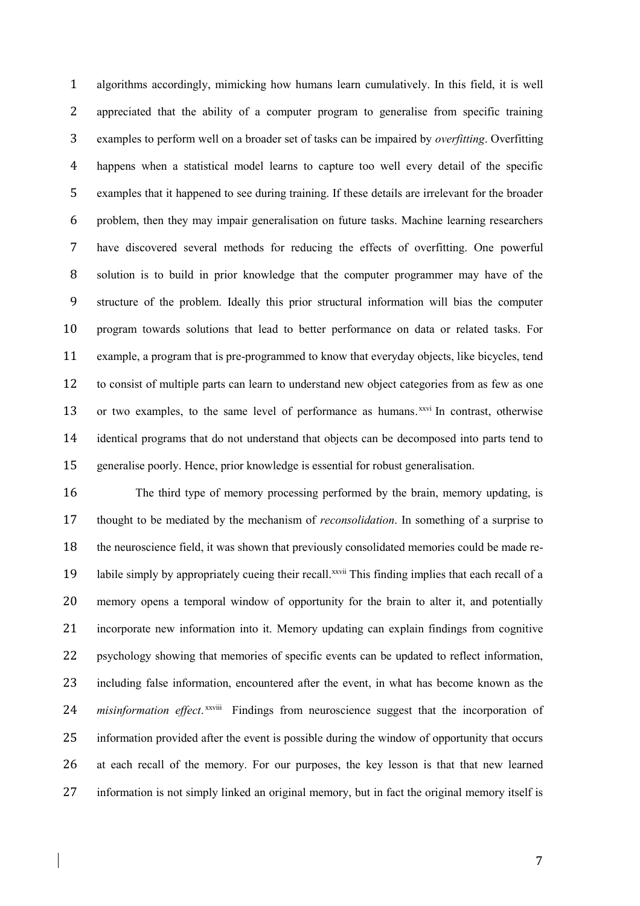algorithms accordingly, mimicking how humans learn cumulatively. In this field, it is well appreciated that the ability of a computer program to generalise from specific training examples to perform well on a broader set of tasks can be impaired by *overfitting*. Overfitting happens when a statistical model learns to capture too well every detail of the specific examples that it happened to see during training. If these details are irrelevant for the broader problem, then they may impair generalisation on future tasks. Machine learning researchers have discovered several methods for reducing the effects of overfitting. One powerful solution is to build in prior knowledge that the computer programmer may have of the structure of the problem. Ideally this prior structural information will bias the computer program towards solutions that lead to better performance on data or related tasks. For example, a program that is pre-programmed to know that everyday objects, like bicycles, tend to consist of multiple parts can learn to understand new object categories from as few as one or two examples, to the same level of performance as humans.[xxvi] In contrast, otherwise identical programs that do not understand that objects can be decomposed into parts tend to generalise poorly. Hence, prior knowledge is essential for robust generalisation.

The third type of memory processing performed by the brain, memory updating, is thought to be mediated by the mechanism of *reconsolidation*. In something of a surprise to the neuroscience field, it was shown that previously consolidated memories could be made re-labile simply by appropriately cueing their recall.[xxvii] This finding implies that each recall of a memory opens a temporal window of opportunity for the brain to alter it, and potentially incorporate new information into it. Memory updating can explain findings from cognitive psychology showing that memories of specific events can be updated to reflect information, including false information, encountered after the event, in what has become known as the *misinformation effect*.[xxviii] Findings from neuroscience suggest that the incorporation of information provided after the event is possible during the window of opportunity that occurs at each recall of the memory. For our purposes, the key lesson is that that new learned information is not simply linked an original memory, but in fact the original memory itself is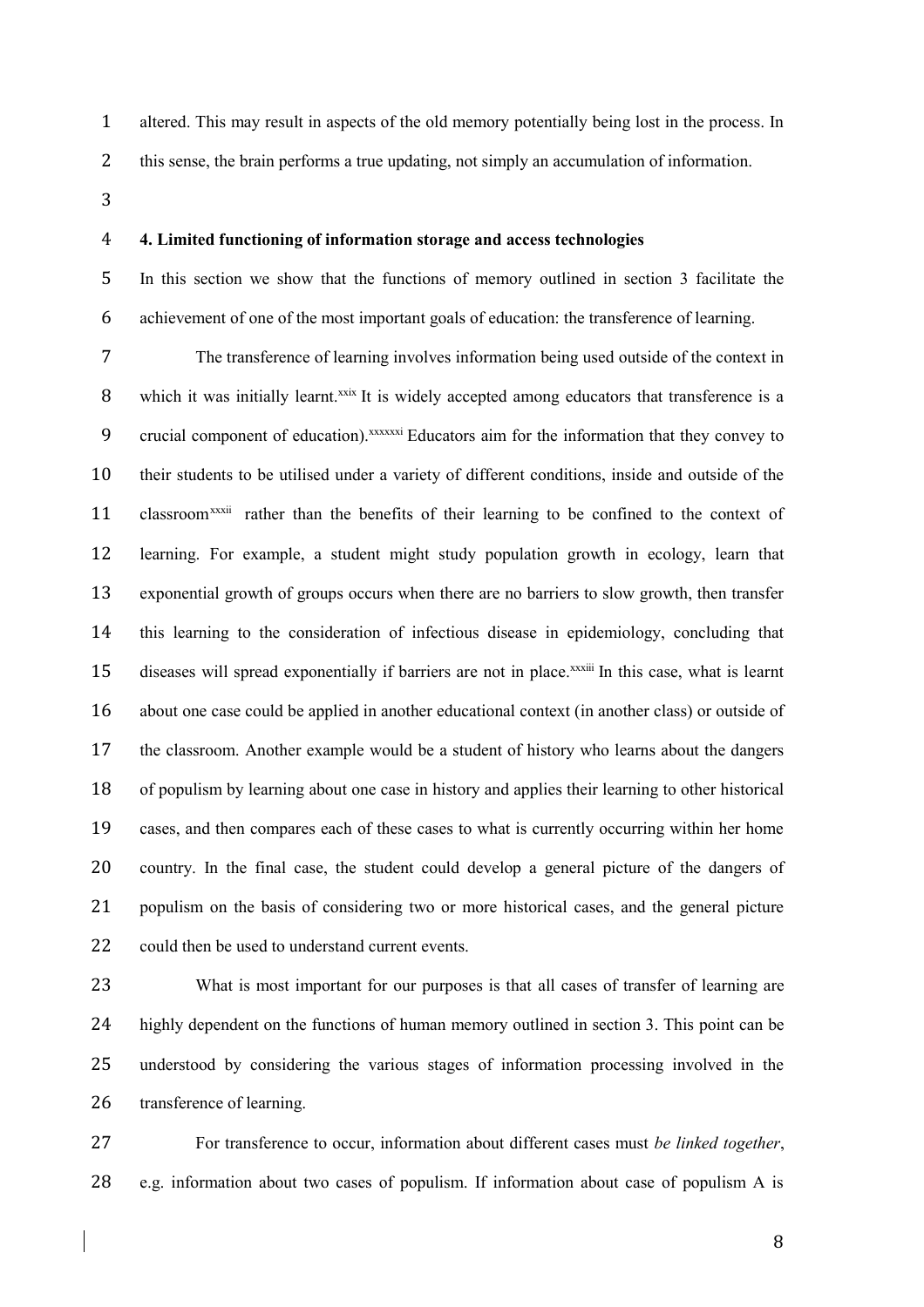altered. This may result in aspects of the old memory potentially being lost in the process. In this sense, the brain performs a true updating, not simply an accumulation of information.

## 4. Limited functioning of information storage and access technologies

In this section we show that the functions of memory outlined in section 3 facilitate the achievement of one of the most important goals of education: the transference of learning.

The transference of learning involves information being used outside of the context in which it was initially learnt.[xxix] It is widely accepted among educators that transference is a crucial component of education).[xxxxxxi] Educators aim for the information that they convey to their students to be utilised under a variety of different conditions, inside and outside of the classroom[xxxii] rather than the benefits of their learning to be confined to the context of learning. For example, a student might study population growth in ecology, learn that exponential growth of groups occurs when there are no barriers to slow growth, then transfer this learning to the consideration of infectious disease in epidemiology, concluding that diseases will spread exponentially if barriers are not in place.[xxxiii] In this case, what is learnt about one case could be applied in another educational context (in another class) or outside of the classroom. Another example would be a student of history who learns about the dangers of populism by learning about one case in history and applies their learning to other historical cases, and then compares each of these cases to what is currently occurring within her home country. In the final case, the student could develop a general picture of the dangers of populism on the basis of considering two or more historical cases, and the general picture could then be used to understand current events.

What is most important for our purposes is that all cases of transfer of learning are highly dependent on the functions of human memory outlined in section 3. This point can be understood by considering the various stages of information processing involved in the transference of learning.

For transference to occur, information about different cases must *be linked together*, e.g. information about two cases of populism. If information about case of populism A is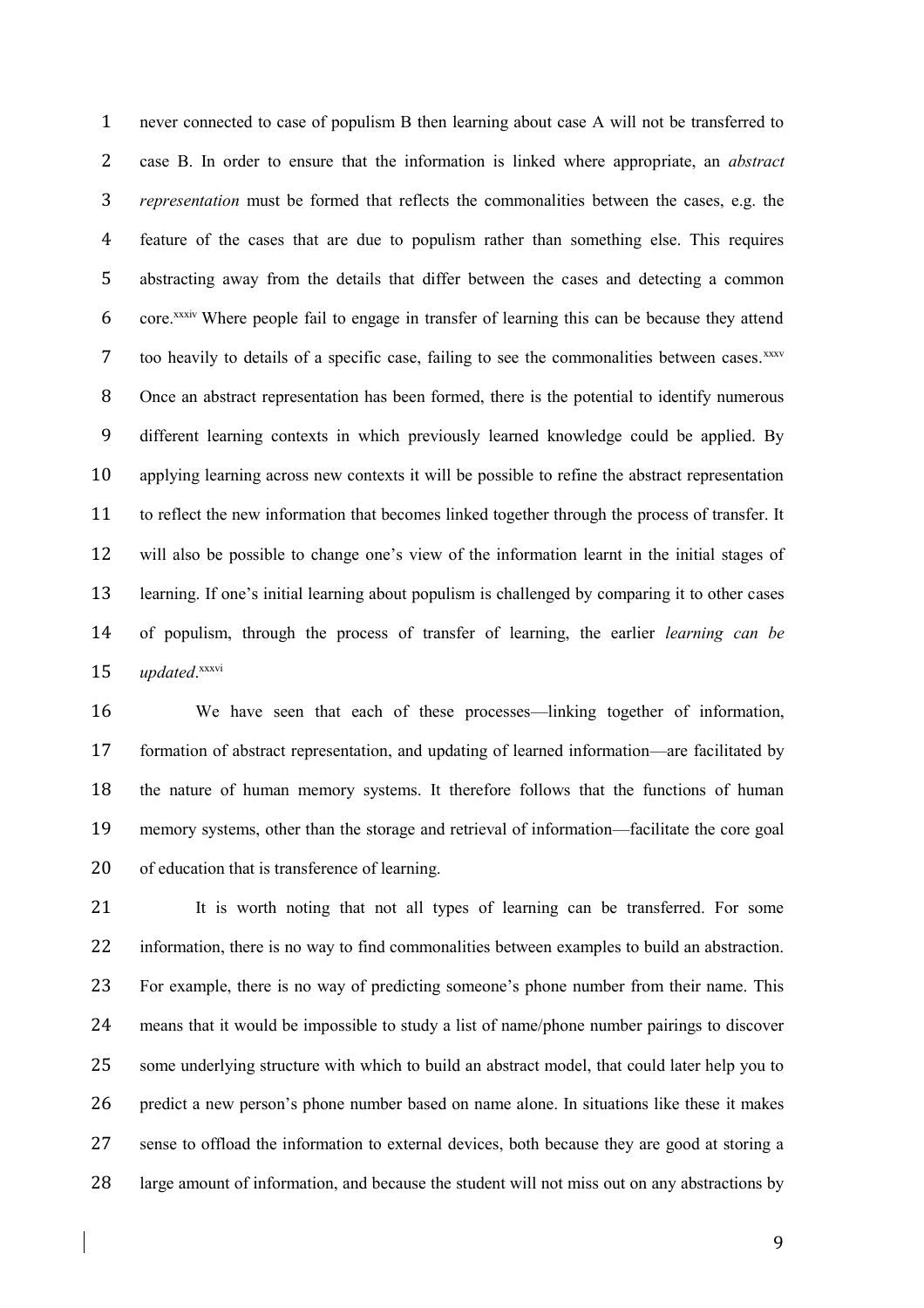never connected to case of populism B then learning about case A will not be transferred to case B. In order to ensure that the information is linked where appropriate, an *abstract representation* must be formed that reflects the commonalities between the cases, e.g. the feature of the cases that are due to populism rather than something else. This requires abstracting away from the details that differ between the cases and detecting a common core.[xxxiv] Where people fail to engage in transfer of learning this can be because they attend too heavily to details of a specific case, failing to see the commonalities between cases.[xxxv] Once an abstract representation has been formed, there is the potential to identify numerous different learning contexts in which previously learned knowledge could be applied. By applying learning across new contexts it will be possible to refine the abstract representation to reflect the new information that becomes linked together through the process of transfer. It will also be possible to change one's view of the information learnt in the initial stages of learning. If one's initial learning about populism is challenged by comparing it to other cases of populism, through the process of transfer of learning, the earlier *learning can be updated*.[xxxvi]

We have seen that each of these processes—linking together of information, formation of abstract representation, and updating of learned information—are facilitated by the nature of human memory systems. It therefore follows that the functions of human memory systems, other than the storage and retrieval of information—facilitate the core goal of education that is transference of learning.

It is worth noting that not all types of learning can be transferred. For some information, there is no way to find commonalities between examples to build an abstraction. For example, there is no way of predicting someone's phone number from their name. This means that it would be impossible to study a list of name/phone number pairings to discover some underlying structure with which to build an abstract model, that could later help you to predict a new person's phone number based on name alone. In situations like these it makes sense to offload the information to external devices, both because they are good at storing a large amount of information, and because the student will not miss out on any abstractions by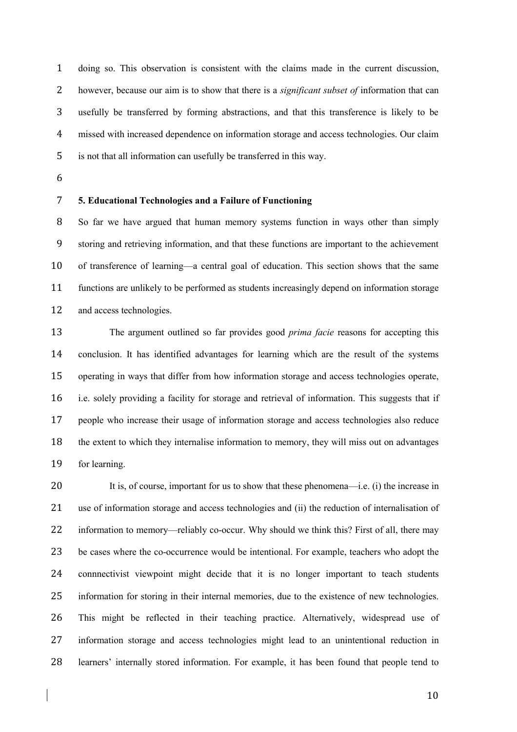doing so. This observation is consistent with the claims made in the current discussion, however, because our aim is to show that there is a *significant subset of* information that can usefully be transferred by forming abstractions, and that this transference is likely to be missed with increased dependence on information storage and access technologies. Our claim is not that all information can usefully be transferred in this way.

## 5. Educational Technologies and a Failure of Functioning

So far we have argued that human memory systems function in ways other than simply storing and retrieving information, and that these functions are important to the achievement of transference of learning—a central goal of education. This section shows that the same functions are unlikely to be performed as students increasingly depend on information storage and access technologies.

The argument outlined so far provides good *prima facie* reasons for accepting this conclusion. It has identified advantages for learning which are the result of the systems operating in ways that differ from how information storage and access technologies operate, i.e. solely providing a facility for storage and retrieval of information. This suggests that if people who increase their usage of information storage and access technologies also reduce the extent to which they internalise information to memory, they will miss out on advantages for learning.

It is, of course, important for us to show that these phenomena—i.e. (i) the increase in use of information storage and access technologies and (ii) the reduction of internalisation of information to memory—reliably co-occur. Why should we think this? First of all, there may be cases where the co-occurrence would be intentional. For example, teachers who adopt the connnectivist viewpoint might decide that it is no longer important to teach students information for storing in their internal memories, due to the existence of new technologies. This might be reflected in their teaching practice. Alternatively, widespread use of information storage and access technologies might lead to an unintentional reduction in learners' internally stored information. For example, it has been found that people tend to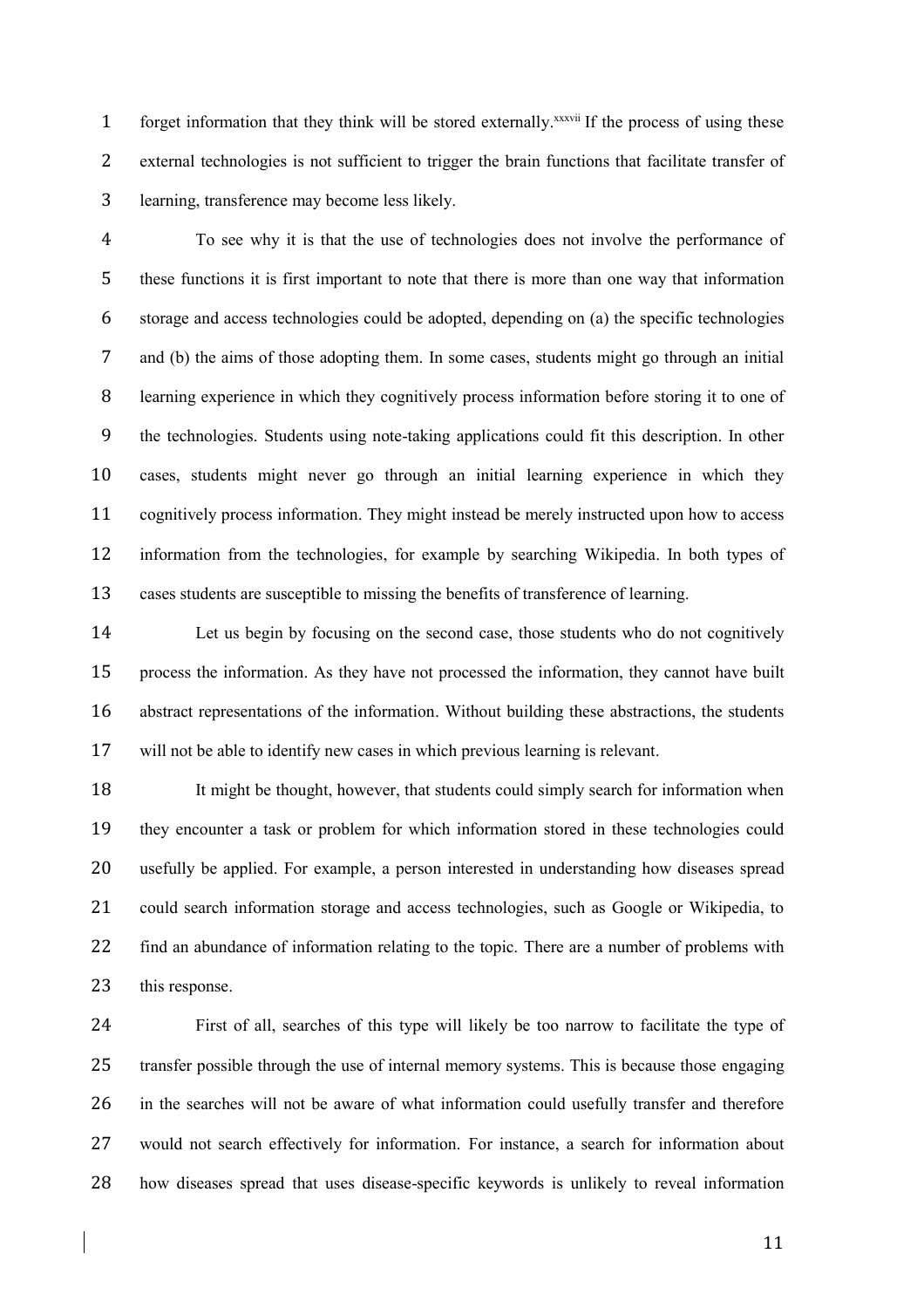forget information that they think will be stored externally.[xxxvii] If the process of using these external technologies is not sufficient to trigger the brain functions that facilitate transfer of learning, transference may become less likely.

To see why it is that the use of technologies does not involve the performance of these functions it is first important to note that there is more than one way that information storage and access technologies could be adopted, depending on (a) the specific technologies and (b) the aims of those adopting them. In some cases, students might go through an initial learning experience in which they cognitively process information before storing it to one of the technologies. Students using note-taking applications could fit this description. In other cases, students might never go through an initial learning experience in which they cognitively process information. They might instead be merely instructed upon how to access information from the technologies, for example by searching Wikipedia. In both types of cases students are susceptible to missing the benefits of transference of learning.

Let us begin by focusing on the second case, those students who do not cognitively process the information. As they have not processed the information, they cannot have built abstract representations of the information. Without building these abstractions, the students will not be able to identify new cases in which previous learning is relevant.

It might be thought, however, that students could simply search for information when they encounter a task or problem for which information stored in these technologies could usefully be applied. For example, a person interested in understanding how diseases spread could search information storage and access technologies, such as Google or Wikipedia, to find an abundance of information relating to the topic. There are a number of problems with this response.

First of all, searches of this type will likely be too narrow to facilitate the type of transfer possible through the use of internal memory systems. This is because those engaging in the searches will not be aware of what information could usefully transfer and therefore would not search effectively for information. For instance, a search for information about how diseases spread that uses disease-specific keywords is unlikely to reveal information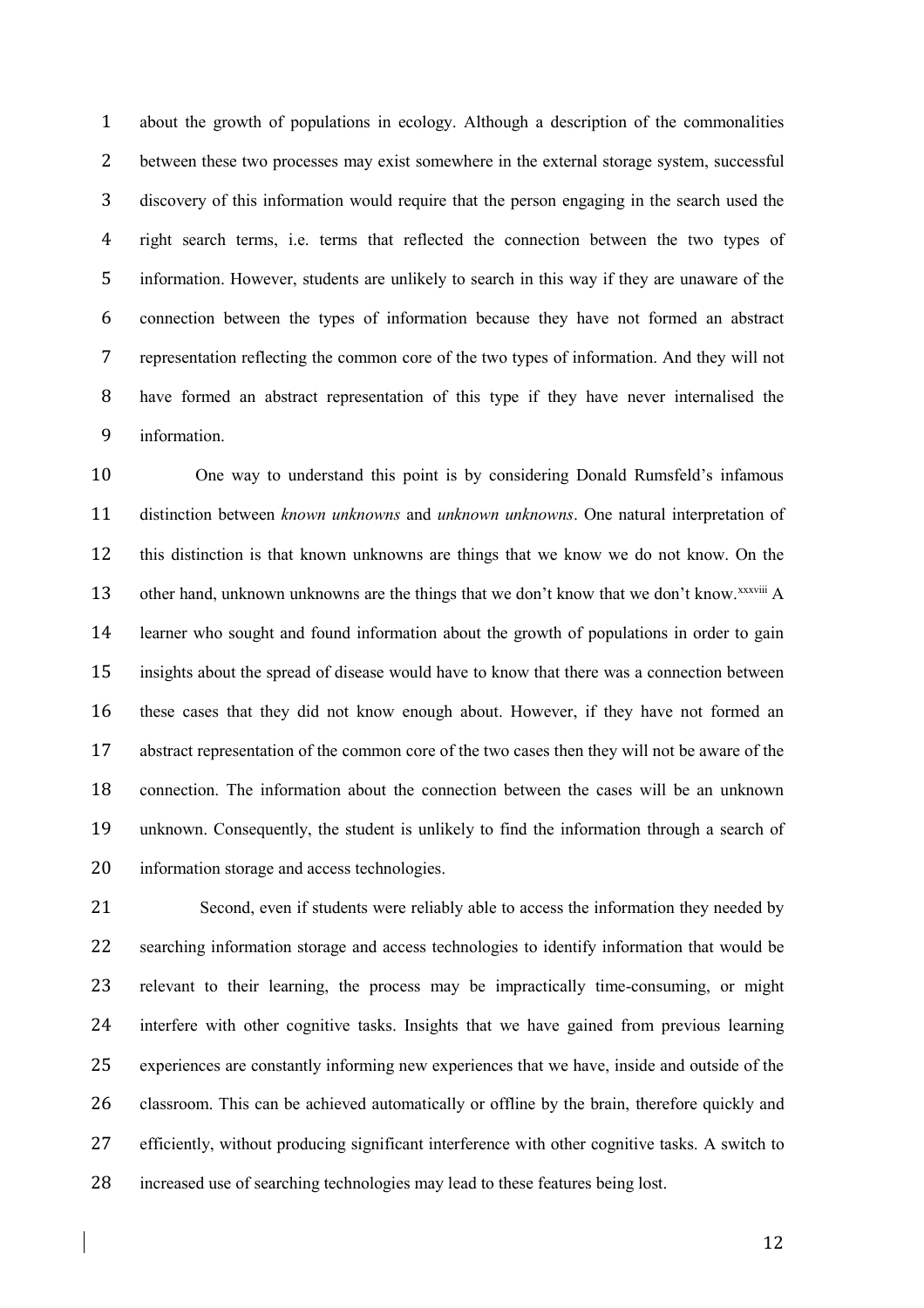about the growth of populations in ecology. Although a description of the commonalities between these two processes may exist somewhere in the external storage system, successful discovery of this information would require that the person engaging in the search used the right search terms, i.e. terms that reflected the connection between the two types of information. However, students are unlikely to search in this way if they are unaware of the connection between the types of information because they have not formed an abstract representation reflecting the common core of the two types of information. And they will not have formed an abstract representation of this type if they have never internalised the information.

One way to understand this point is by considering Donald Rumsfeld's infamous distinction between *known unknowns* and *unknown unknowns*. One natural interpretation of this distinction is that known unknowns are things that we know we do not know. On the other hand, unknown unknowns are the things that we don't know that we don't know.[xxxviii] A learner who sought and found information about the growth of populations in order to gain insights about the spread of disease would have to know that there was a connection between these cases that they did not know enough about. However, if they have not formed an abstract representation of the common core of the two cases then they will not be aware of the connection. The information about the connection between the cases will be an unknown unknown. Consequently, the student is unlikely to find the information through a search of information storage and access technologies.

Second, even if students were reliably able to access the information they needed by searching information storage and access technologies to identify information that would be relevant to their learning, the process may be impractically time-consuming, or might interfere with other cognitive tasks. Insights that we have gained from previous learning experiences are constantly informing new experiences that we have, inside and outside of the classroom. This can be achieved automatically or offline by the brain, therefore quickly and efficiently, without producing significant interference with other cognitive tasks. A switch to increased use of searching technologies may lead to these features being lost.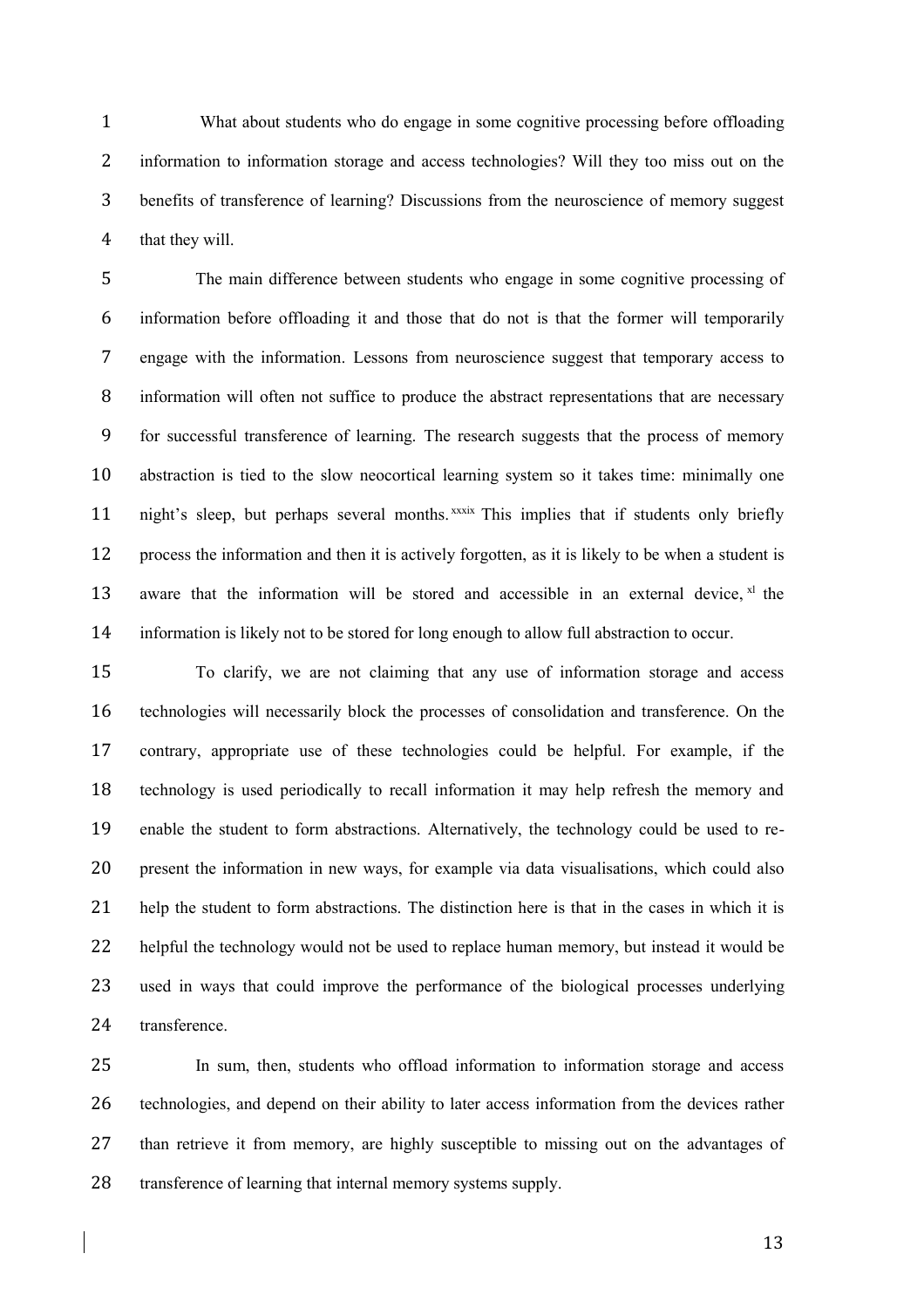What about students who do engage in some cognitive processing before offloading information to information storage and access technologies? Will they too miss out on the benefits of transference of learning? Discussions from the neuroscience of memory suggest that they will.

The main difference between students who engage in some cognitive processing of information before offloading it and those that do not is that the former will temporarily engage with the information. Lessons from neuroscience suggest that temporary access to information will often not suffice to produce the abstract representations that are necessary for successful transference of learning. The research suggests that the process of memory abstraction is tied to the slow neocortical learning system so it takes time: minimally one night's sleep, but perhaps several months.[xxxix] This implies that if students only briefly process the information and then it is actively forgotten, as it is likely to be when a student is aware that the information will be stored and accessible in an external device,[xl] the information is likely not to be stored for long enough to allow full abstraction to occur.

To clarify, we are not claiming that any use of information storage and access technologies will necessarily block the processes of consolidation and transference. On the contrary, appropriate use of these technologies could be helpful. For example, if the technology is used periodically to recall information it may help refresh the memory and enable the student to form abstractions. Alternatively, the technology could be used to re-present the information in new ways, for example via data visualisations, which could also help the student to form abstractions. The distinction here is that in the cases in which it is helpful the technology would not be used to replace human memory, but instead it would be used in ways that could improve the performance of the biological processes underlying transference.

In sum, then, students who offload information to information storage and access technologies, and depend on their ability to later access information from the devices rather than retrieve it from memory, are highly susceptible to missing out on the advantages of transference of learning that internal memory systems supply.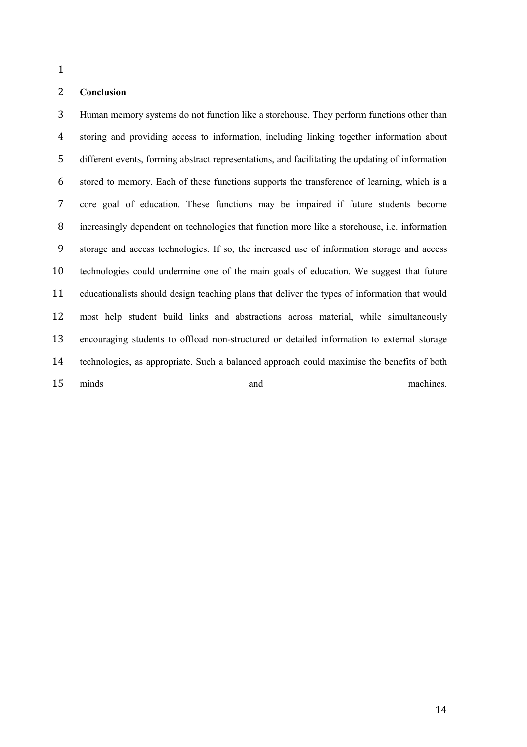## Conclusion

Human memory systems do not function like a storehouse. They perform functions other than storing and providing access to information, including linking together information about different events, forming abstract representations, and facilitating the updating of information stored to memory. Each of these functions supports the transference of learning, which is a core goal of education. These functions may be impaired if future students become increasingly dependent on technologies that function more like a storehouse, i.e. information storage and access technologies. If so, the increased use of information storage and access technologies could undermine one of the main goals of education. We suggest that future educationalists should design teaching plans that deliver the types of information that would most help student build links and abstractions across material, while simultaneously encouraging students to offload non-structured or detailed information to external storage technologies, as appropriate. Such a balanced approach could maximise the benefits of both minds and machines.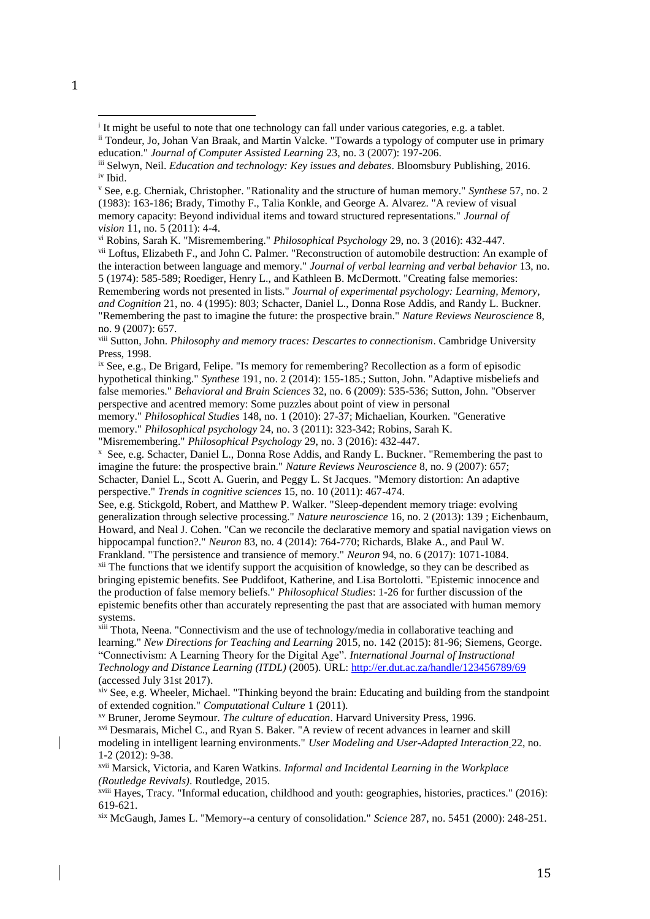[i] It might be useful to note that one technology can fall under various categories, e.g. a tablet.

[ii] Tondeur, Jo, Johan Van Braak, and Martin Valcke. "Towards a typology of computer use in primary education." *Journal of Computer Assisted Learning* 23, no. 3 (2007): 197-206.

[iii] Selwyn, Neil. *Education and technology: Key issues and debates*. Bloomsbury Publishing, 2016.

[iv] Ibid.

[v] See, e.g. Cherniak, Christopher. "Rationality and the structure of human memory." *Synthese* 57, no. 2 (1983): 163-186; Brady, Timothy F., Talia Konkle, and George A. Alvarez. "A review of visual memory capacity: Beyond individual items and toward structured representations." *Journal of vision* 11, no. 5 (2011): 4-4.

[vi] Robins, Sarah K. "Misremembering." *Philosophical Psychology* 29, no. 3 (2016): 432-447.

[vii] Loftus, Elizabeth F., and John C. Palmer. "Reconstruction of automobile destruction: An example of the interaction between language and memory." *Journal of verbal learning and verbal behavior* 13, no. 5 (1974): 585-589; Roediger, Henry L., and Kathleen B. McDermott. "Creating false memories: Remembering words not presented in lists." *Journal of experimental psychology: Learning, Memory, and Cognition* 21, no. 4 (1995): 803; Schacter, Daniel L., Donna Rose Addis, and Randy L. Buckner. "Remembering the past to imagine the future: the prospective brain." *Nature Reviews Neuroscience* 8, no. 9 (2007): 657.

[viii] Sutton, John. *Philosophy and memory traces: Descartes to connectionism*. Cambridge University Press, 1998.

[ix] See, e.g., De Brigard, Felipe. "Is memory for remembering? Recollection as a form of episodic hypothetical thinking." *Synthese* 191, no. 2 (2014): 155-185.; Sutton, John. "Adaptive misbeliefs and false memories." *Behavioral and Brain Sciences* 32, no. 6 (2009): 535-536; Sutton, John. "Observer perspective and acentred memory: Some puzzles about point of view in personal memory." *Philosophical Studies* 148, no. 1 (2010): 27-37; Michaelian, Kourken. "Generative memory." *Philosophical psychology* 24, no. 3 (2011): 323-342; Robins, Sarah K. "Misremembering." *Philosophical Psychology* 29, no. 3 (2016): 432-447.

[x] See, e.g. Schacter, Daniel L., Donna Rose Addis, and Randy L. Buckner. "Remembering the past to imagine the future: the prospective brain." *Nature Reviews Neuroscience* 8, no. 9 (2007): 657; Schacter, Daniel L., Scott A. Guerin, and Peggy L. St Jacques. "Memory distortion: An adaptive perspective." *Trends in cognitive sciences* 15, no. 10 (2011): 467-474.

See, e.g. Stickgold, Robert, and Matthew P. Walker. "Sleep-dependent memory triage: evolving generalization through selective processing." *Nature neuroscience* 16, no. 2 (2013): 139 ; Eichenbaum, Howard, and Neal J. Cohen. "Can we reconcile the declarative memory and spatial navigation views on hippocampal function?." *Neuron* 83, no. 4 (2014): 764-770; Richards, Blake A., and Paul W. Frankland. "The persistence and transience of memory." *Neuron* 94, no. 6 (2017): 1071-1084.

[xii] The functions that we identify support the acquisition of knowledge, so they can be described as bringing epistemic benefits. See Puddifoot, Katherine, and Lisa Bortolotti. "Epistemic innocence and the production of false memory beliefs." *Philosophical Studies*: 1-26 for further discussion of the epistemic benefits other than accurately representing the past that are associated with human memory systems.

[xiii] Thota, Neena. "Connectivism and the use of technology/media in collaborative teaching and learning." *New Directions for Teaching and Learning* 2015, no. 142 (2015): 81-96; Siemens, George. "Connectivism: A Learning Theory for the Digital Age". *International Journal of Instructional Technology and Distance Learning (ITDL)* (2005). URL: http://er.dut.ac.za/handle/123456789/69 (accessed July 31st 2017).

[xiv] See, e.g. Wheeler, Michael. "Thinking beyond the brain: Educating and building from the standpoint of extended cognition." *Computational Culture* 1 (2011).

[xv] Bruner, Jerome Seymour. *The culture of education*. Harvard University Press, 1996.

[xvi] Desmarais, Michel C., and Ryan S. Baker. "A review of recent advances in learner and skill modeling in intelligent learning environments." *User Modeling and User-Adapted Interaction* 22, no. 1-2 (2012): 9-38.

[xvii] Marsick, Victoria, and Karen Watkins. *Informal and Incidental Learning in the Workplace (Routledge Revivals)*. Routledge, 2015.

[xviii] Hayes, Tracy. "Informal education, childhood and youth: geographies, histories, practices." (2016): 619-621.

[xix] McGaugh, James L. "Memory--a century of consolidation." *Science* 287, no. 5451 (2000): 248-251.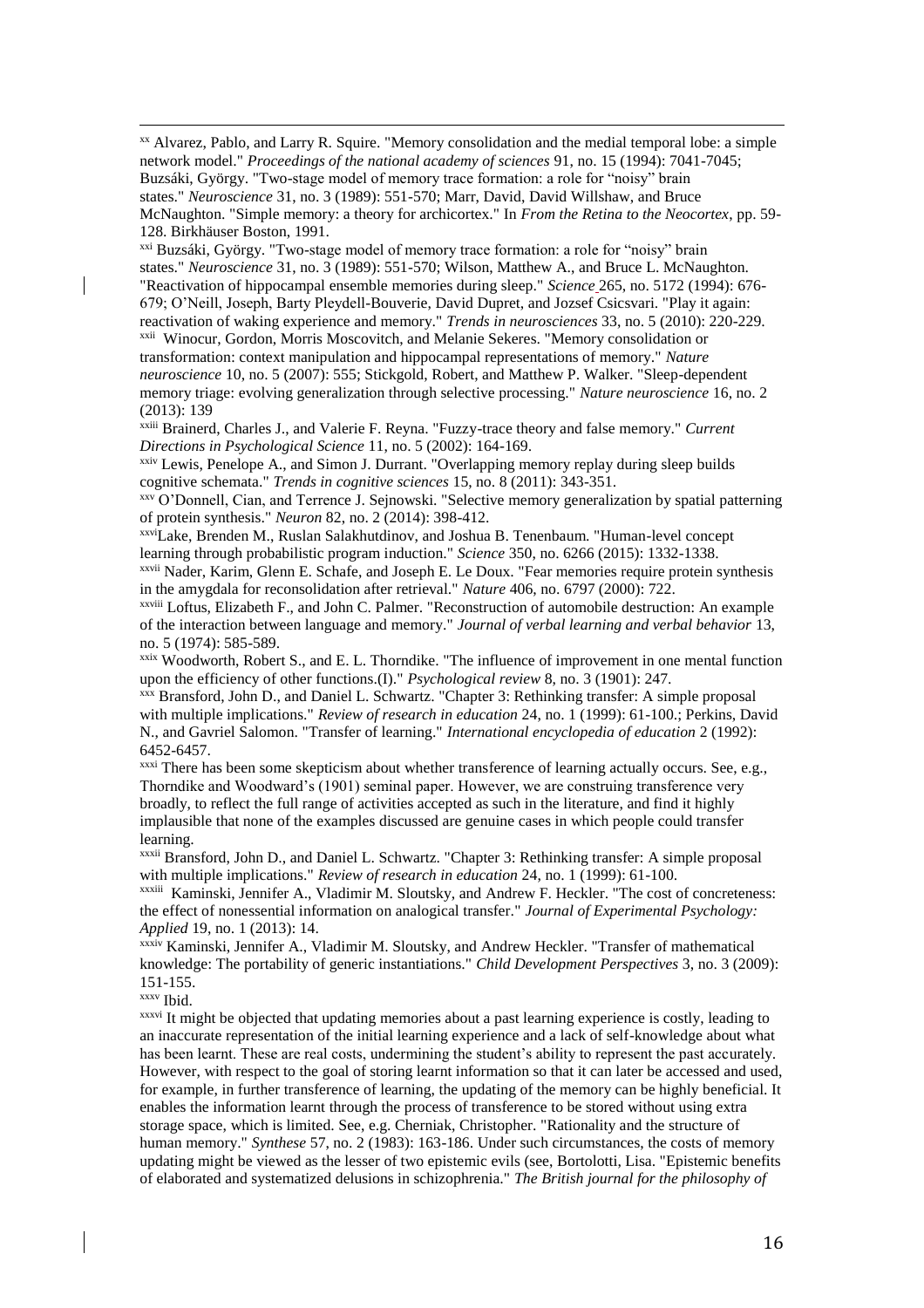[xx] Alvarez, Pablo, and Larry R. Squire. "Memory consolidation and the medial temporal lobe: a simple network model." *Proceedings of the national academy of sciences* 91, no. 15 (1994): 7041-7045; Buzsáki, György. "Two-stage model of memory trace formation: a role for "noisy" brain states." *Neuroscience* 31, no. 3 (1989): 551-570; Marr, David, David Willshaw, and Bruce McNaughton. "Simple memory: a theory for archicortex." In *From the Retina to the Neocortex*, pp. 59-128. Birkhäuser Boston, 1991.

[xxi] Buzsáki, György. "Two-stage model of memory trace formation: a role for "noisy" brain states." *Neuroscience* 31, no. 3 (1989): 551-570; Wilson, Matthew A., and Bruce L. McNaughton. "Reactivation of hippocampal ensemble memories during sleep." *Science* 265, no. 5172 (1994): 676-679; O'Neill, Joseph, Barty Pleydell-Bouverie, David Dupret, and Jozsef Csicsvari. "Play it again: reactivation of waking experience and memory." *Trends in neurosciences* 33, no. 5 (2010): 220-229.

[xxii] Winocur, Gordon, Morris Moscovitch, and Melanie Sekeres. "Memory consolidation or transformation: context manipulation and hippocampal representations of memory." *Nature neuroscience* 10, no. 5 (2007): 555; Stickgold, Robert, and Matthew P. Walker. "Sleep-dependent memory triage: evolving generalization through selective processing." *Nature neuroscience* 16, no. 2 (2013): 139

[xxiii] Brainerd, Charles J., and Valerie F. Reyna. "Fuzzy-trace theory and false memory." *Current Directions in Psychological Science* 11, no. 5 (2002): 164-169.

[xxiv] Lewis, Penelope A., and Simon J. Durrant. "Overlapping memory replay during sleep builds cognitive schemata." *Trends in cognitive sciences* 15, no. 8 (2011): 343-351.

[xxv] O'Donnell, Cian, and Terrence J. Sejnowski. "Selective memory generalization by spatial patterning of protein synthesis." *Neuron* 82, no. 2 (2014): 398-412.

[xxvi] Lake, Brenden M., Ruslan Salakhutdinov, and Joshua B. Tenenbaum. "Human-level concept learning through probabilistic program induction." *Science* 350, no. 6266 (2015): 1332-1338.

[xxvii] Nader, Karim, Glenn E. Schafe, and Joseph E. Le Doux. "Fear memories require protein synthesis in the amygdala for reconsolidation after retrieval." *Nature* 406, no. 6797 (2000): 722.

[xxviii] Loftus, Elizabeth F., and John C. Palmer. "Reconstruction of automobile destruction: An example of the interaction between language and memory." *Journal of verbal learning and verbal behavior* 13, no. 5 (1974): 585-589.

[xxix] Woodworth, Robert S., and E. L. Thorndike. "The influence of improvement in one mental function upon the efficiency of other functions.(I)." *Psychological review* 8, no. 3 (1901): 247.

[xxx] Bransford, John D., and Daniel L. Schwartz. "Chapter 3: Rethinking transfer: A simple proposal with multiple implications." *Review of research in education* 24, no. 1 (1999): 61-100.; Perkins, David N., and Gavriel Salomon. "Transfer of learning." *International encyclopedia of education* 2 (1992): 6452-6457.

[xxxi] There has been some skepticism about whether transference of learning actually occurs. See, e.g., Thorndike and Woodward's (1901) seminal paper. However, we are construing transference very broadly, to reflect the full range of activities accepted as such in the literature, and find it highly implausible that none of the examples discussed are genuine cases in which people could transfer learning.

[xxxii] Bransford, John D., and Daniel L. Schwartz. "Chapter 3: Rethinking transfer: A simple proposal with multiple implications." *Review of research in education* 24, no. 1 (1999): 61-100.

[xxxiii] Kaminski, Jennifer A., Vladimir M. Sloutsky, and Andrew F. Heckler. "The cost of concreteness: the effect of nonessential information on analogical transfer." *Journal of Experimental Psychology: Applied* 19, no. 1 (2013): 14.

[xxxiv] Kaminski, Jennifer A., Vladimir M. Sloutsky, and Andrew Heckler. "Transfer of mathematical knowledge: The portability of generic instantiations." *Child Development Perspectives* 3, no. 3 (2009): 151-155.

[xxxv] Ibid.

[xxxvi] It might be objected that updating memories about a past learning experience is costly, leading to an inaccurate representation of the initial learning experience and a lack of self-knowledge about what has been learnt. These are real costs, undermining the student's ability to represent the past accurately. However, with respect to the goal of storing learnt information so that it can later be accessed and used, for example, in further transference of learning, the updating of the memory can be highly beneficial. It enables the information learnt through the process of transference to be stored without using extra storage space, which is limited. See, e.g. Cherniak, Christopher. "Rationality and the structure of human memory." *Synthese* 57, no. 2 (1983): 163-186. Under such circumstances, the costs of memory updating might be viewed as the lesser of two epistemic evils (see, Bortolotti, Lisa. "Epistemic benefits of elaborated and systematized delusions in schizophrenia." *The British journal for the philosophy of*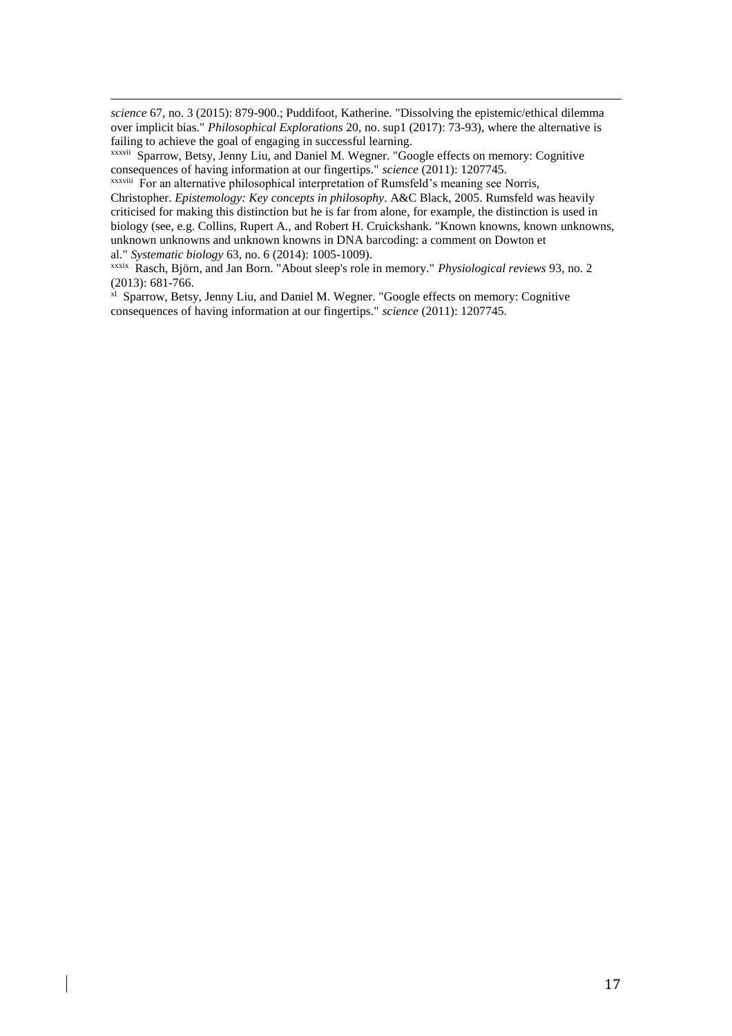*science* 67, no. 3 (2015): 879-900.; Puddifoot, Katherine. "Dissolving the epistemic/ethical dilemma over implicit bias." *Philosophical Explorations* 20, no. sup1 (2017): 73-93), where the alternative is failing to achieve the goal of engaging in successful learning.

[xxxvii] Sparrow, Betsy, Jenny Liu, and Daniel M. Wegner. "Google effects on memory: Cognitive consequences of having information at our fingertips." *science* (2011): 1207745.

[xxxviii] For an alternative philosophical interpretation of Rumsfeld's meaning see Norris, Christopher. *Epistemology: Key concepts in philosophy*. A&C Black, 2005. Rumsfeld was heavily criticised for making this distinction but he is far from alone, for example, the distinction is used in biology (see, e.g. Collins, Rupert A., and Robert H. Cruickshank. "Known knowns, known unknowns, unknown unknowns and unknown knowns in DNA barcoding: a comment on Dowton et al." *Systematic biology* 63, no. 6 (2014): 1005-1009).

[xxxix] Rasch, Björn, and Jan Born. "About sleep's role in memory." *Physiological reviews* 93, no. 2 (2013): 681-766.

[xl] Sparrow, Betsy, Jenny Liu, and Daniel M. Wegner. "Google effects on memory: Cognitive consequences of having information at our fingertips." *science* (2011): 1207745.